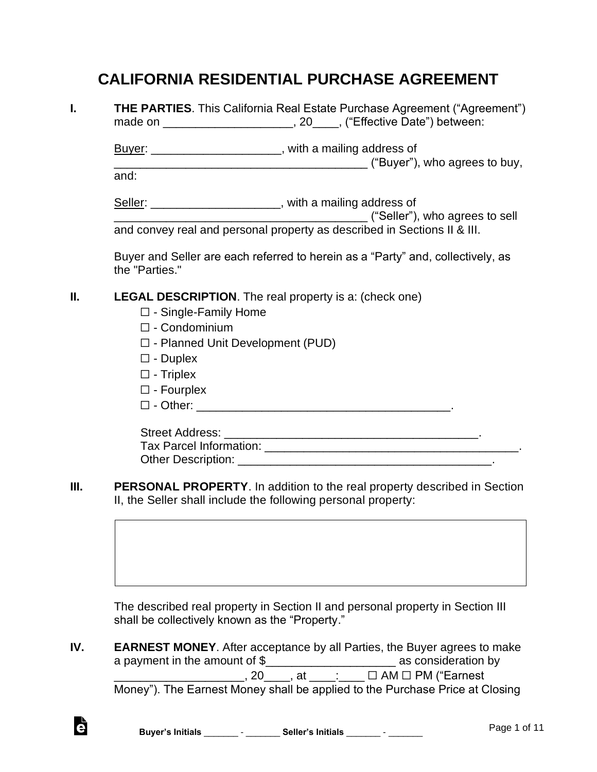# CALIFORNIA RESIDENTIAL PURCHASE AGREEMENT

**I. THE PARTIES**. This California Real Estate Purchase Agreement ("Agreement") made on ____________________, 20____, ("Effective Date") between:

Buyer: ____________________, with a mailing address of ________________________________________ ("Buyer"), who agrees to buy, and:

Seller: ____________________, with a mailing address of ________________________________________ ("Seller"), who agrees to sell and convey real and personal property as described in Sections II & III.

Buyer and Seller are each referred to herein as a "Party" and, collectively, as the "Parties."

**II. LEGAL DESCRIPTION**. The real property is a: (check one)

☐ - Single-Family Home
☐ - Condominium
☐ - Planned Unit Development (PUD)
☐ - Duplex
☐ - Triplex
☐ - Fourplex
☐ - Other: ________________________________________.

Street Address: ________________________________________.
Tax Parcel Information: ________________________________________.
Other Description: ________________________________________.

**III. PERSONAL PROPERTY**. In addition to the real property described in Section II, the Seller shall include the following personal property:

| |
|---|
| |

The described real property in Section II and personal property in Section III shall be collectively known as the "Property."

**IV. EARNEST MONEY**. After acceptance by all Parties, the Buyer agrees to make a payment in the amount of $____________________ as consideration by ____________________, 20____, at ____:____ ☐ AM ☐ PM ("Earnest Money"). The Earnest Money shall be applied to the Purchase Price at Closing

Buyer's Initials _______ - _______ Seller's Initials _______ - _______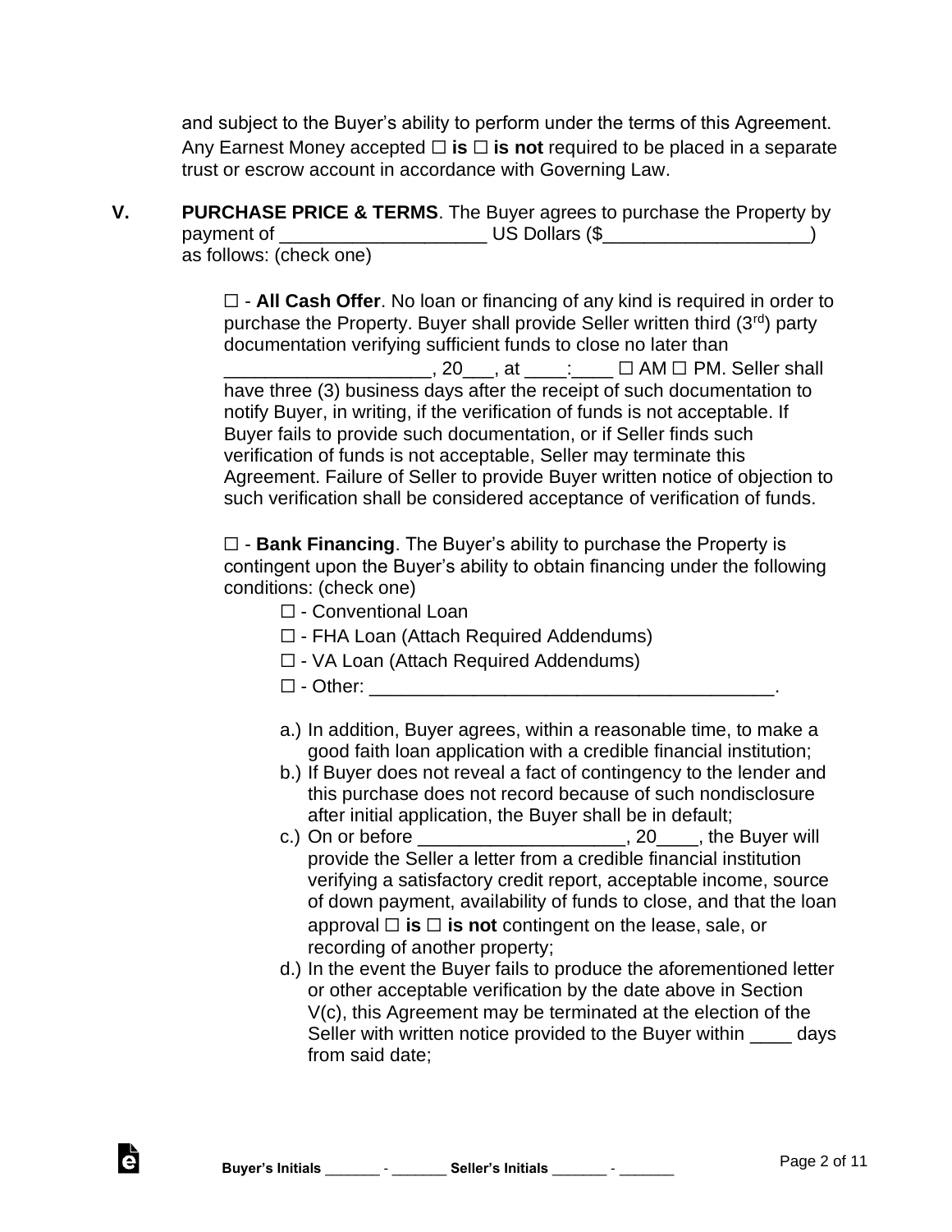and subject to the Buyer's ability to perform under the terms of this Agreement. Any Earnest Money accepted ☐ **is** ☐ **is not** required to be placed in a separate trust or escrow account in accordance with Governing Law.

**V.** **PURCHASE PRICE & TERMS**. The Buyer agrees to purchase the Property by payment of ____________________ US Dollars ($____________________) as follows: (check one)

☐ - **All Cash Offer**. No loan or financing of any kind is required in order to purchase the Property. Buyer shall provide Seller written third (3rd) party documentation verifying sufficient funds to close no later than ____________________, 20___, at ____:____ ☐ AM ☐ PM. Seller shall have three (3) business days after the receipt of such documentation to notify Buyer, in writing, if the verification of funds is not acceptable. If Buyer fails to provide such documentation, or if Seller finds such verification of funds is not acceptable, Seller may terminate this Agreement. Failure of Seller to provide Buyer written notice of objection to such verification shall be considered acceptance of verification of funds.

☐ - **Bank Financing**. The Buyer's ability to purchase the Property is contingent upon the Buyer's ability to obtain financing under the following conditions: (check one)

- ☐ - Conventional Loan
- ☐ - FHA Loan (Attach Required Addendums)
- ☐ - VA Loan (Attach Required Addendums)
- ☐ - Other: ________________________________________.

a.) In addition, Buyer agrees, within a reasonable time, to make a good faith loan application with a credible financial institution;

b.) If Buyer does not reveal a fact of contingency to the lender and this purchase does not record because of such nondisclosure after initial application, the Buyer shall be in default;

c.) On or before ____________________, 20____, the Buyer will provide the Seller a letter from a credible financial institution verifying a satisfactory credit report, acceptable income, source of down payment, availability of funds to close, and that the loan approval ☐ **is** ☐ **is not** contingent on the lease, sale, or recording of another property;

d.) In the event the Buyer fails to produce the aforementioned letter or other acceptable verification by the date above in Section V(c), this Agreement may be terminated at the election of the Seller with written notice provided to the Buyer within ____ days from said date;

Buyer's Initials _______ - _______ Seller's Initials _______ - _______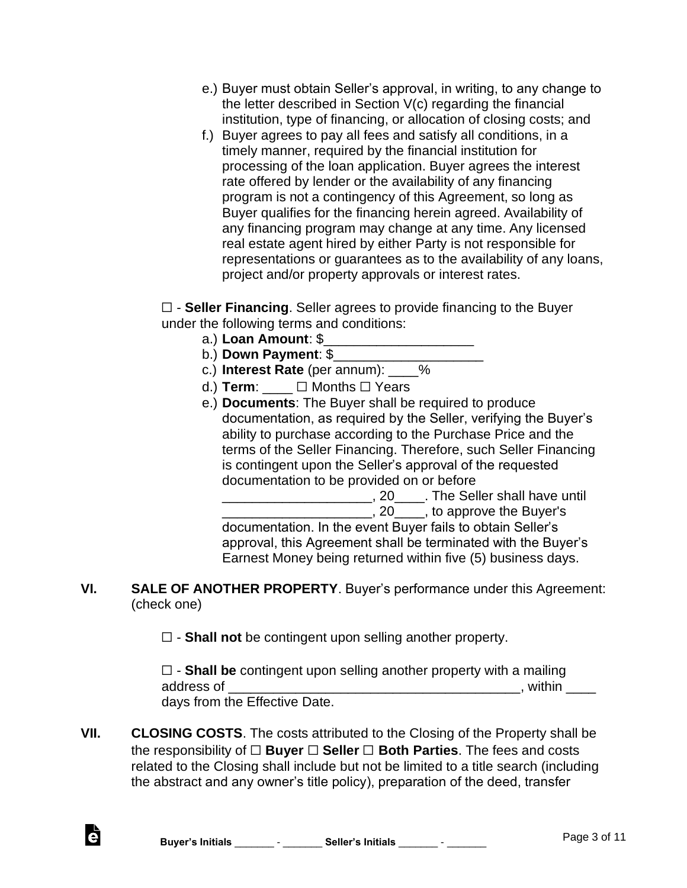e.) Buyer must obtain Seller's approval, in writing, to any change to the letter described in Section V(c) regarding the financial institution, type of financing, or allocation of closing costs; and

f.) Buyer agrees to pay all fees and satisfy all conditions, in a timely manner, required by the financial institution for processing of the loan application. Buyer agrees the interest rate offered by lender or the availability of any financing program is not a contingency of this Agreement, so long as Buyer qualifies for the financing herein agreed. Availability of any financing program may change at any time. Any licensed real estate agent hired by either Party is not responsible for representations or guarantees as to the availability of any loans, project and/or property approvals or interest rates.

☐ - **Seller Financing**. Seller agrees to provide financing to the Buyer under the following terms and conditions:

a.) **Loan Amount**: $____________________

b.) **Down Payment**: $____________________

c.) **Interest Rate** (per annum): ____%

d.) **Term**: ____ ☐ Months ☐ Years

e.) **Documents**: The Buyer shall be required to produce documentation, as required by the Seller, verifying the Buyer's ability to purchase according to the Purchase Price and the terms of the Seller Financing. Therefore, such Seller Financing is contingent upon the Seller's approval of the requested documentation to be provided on or before ____________________, 20____. The Seller shall have until ____________________, 20____, to approve the Buyer's documentation. In the event Buyer fails to obtain Seller's approval, this Agreement shall be terminated with the Buyer's Earnest Money being returned within five (5) business days.

**VI. SALE OF ANOTHER PROPERTY**. Buyer's performance under this Agreement: (check one)

☐ - **Shall not** be contingent upon selling another property.

☐ - **Shall be** contingent upon selling another property with a mailing address of ________________________________________, within ____ days from the Effective Date.

**VII. CLOSING COSTS**. The costs attributed to the Closing of the Property shall be the responsibility of ☐ **Buyer** ☐ **Seller** ☐ **Both Parties**. The fees and costs related to the Closing shall include but not be limited to a title search (including the abstract and any owner's title policy), preparation of the deed, transfer

Buyer's Initials _______ - _______ Seller's Initials _______ - _______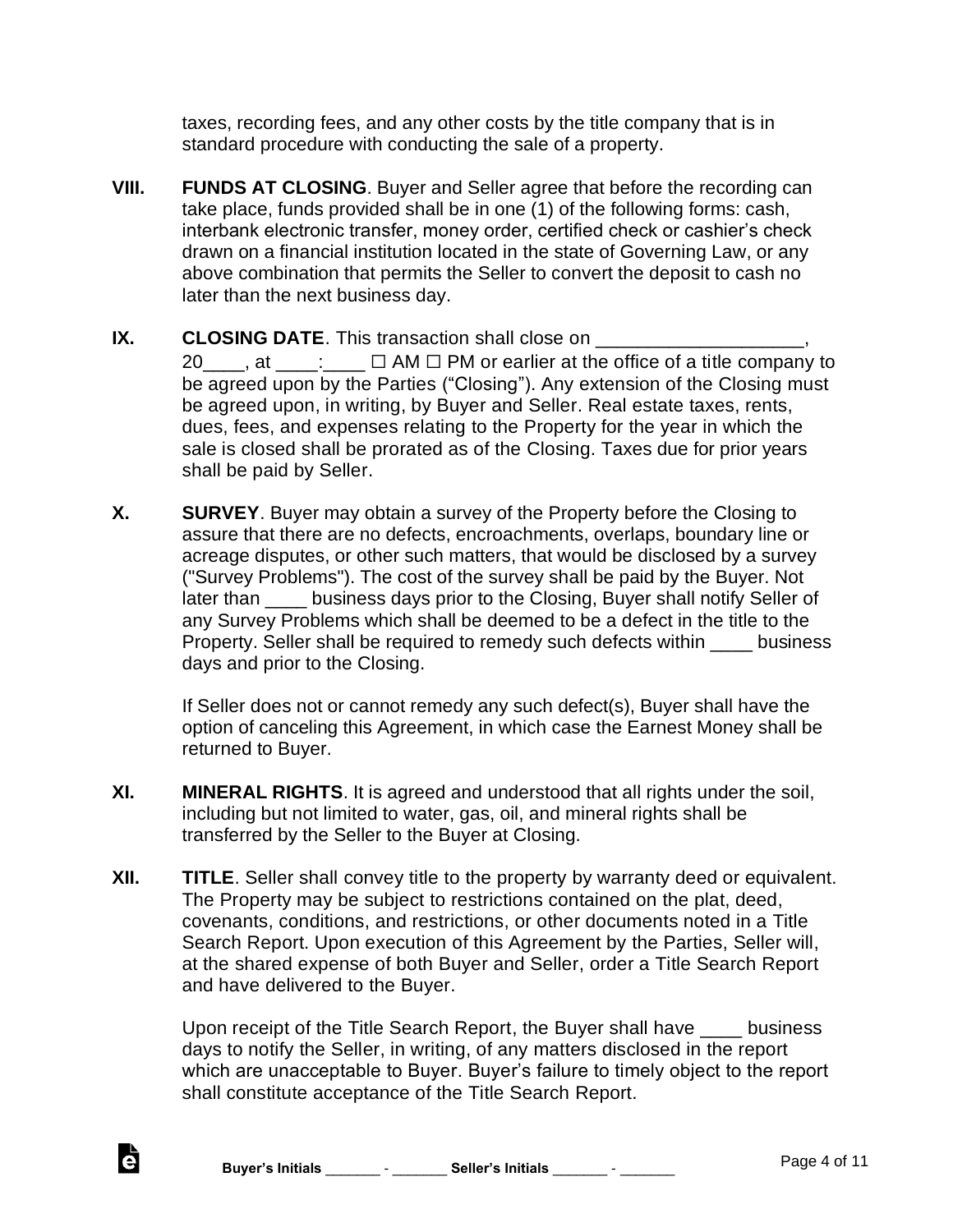taxes, recording fees, and any other costs by the title company that is in standard procedure with conducting the sale of a property.

**VIII.** **FUNDS AT CLOSING**. Buyer and Seller agree that before the recording can take place, funds provided shall be in one (1) of the following forms: cash, interbank electronic transfer, money order, certified check or cashier's check drawn on a financial institution located in the state of Governing Law, or any above combination that permits the Seller to convert the deposit to cash no later than the next business day.

**IX.** **CLOSING DATE**. This transaction shall close on ____________________, 20____, at ____:____ ☐ AM ☐ PM or earlier at the office of a title company to be agreed upon by the Parties ("Closing"). Any extension of the Closing must be agreed upon, in writing, by Buyer and Seller. Real estate taxes, rents, dues, fees, and expenses relating to the Property for the year in which the sale is closed shall be prorated as of the Closing. Taxes due for prior years shall be paid by Seller.

**X.** **SURVEY**. Buyer may obtain a survey of the Property before the Closing to assure that there are no defects, encroachments, overlaps, boundary line or acreage disputes, or other such matters, that would be disclosed by a survey ("Survey Problems"). The cost of the survey shall be paid by the Buyer. Not later than ____ business days prior to the Closing, Buyer shall notify Seller of any Survey Problems which shall be deemed to be a defect in the title to the Property. Seller shall be required to remedy such defects within ____ business days and prior to the Closing.

If Seller does not or cannot remedy any such defect(s), Buyer shall have the option of canceling this Agreement, in which case the Earnest Money shall be returned to Buyer.

**XI.** **MINERAL RIGHTS**. It is agreed and understood that all rights under the soil, including but not limited to water, gas, oil, and mineral rights shall be transferred by the Seller to the Buyer at Closing.

**XII.** **TITLE**. Seller shall convey title to the property by warranty deed or equivalent. The Property may be subject to restrictions contained on the plat, deed, covenants, conditions, and restrictions, or other documents noted in a Title Search Report. Upon execution of this Agreement by the Parties, Seller will, at the shared expense of both Buyer and Seller, order a Title Search Report and have delivered to the Buyer.

Upon receipt of the Title Search Report, the Buyer shall have ____ business days to notify the Seller, in writing, of any matters disclosed in the report which are unacceptable to Buyer. Buyer's failure to timely object to the report shall constitute acceptance of the Title Search Report.

**Buyer's Initials** _______ - _______ **Seller's Initials** _______ - _______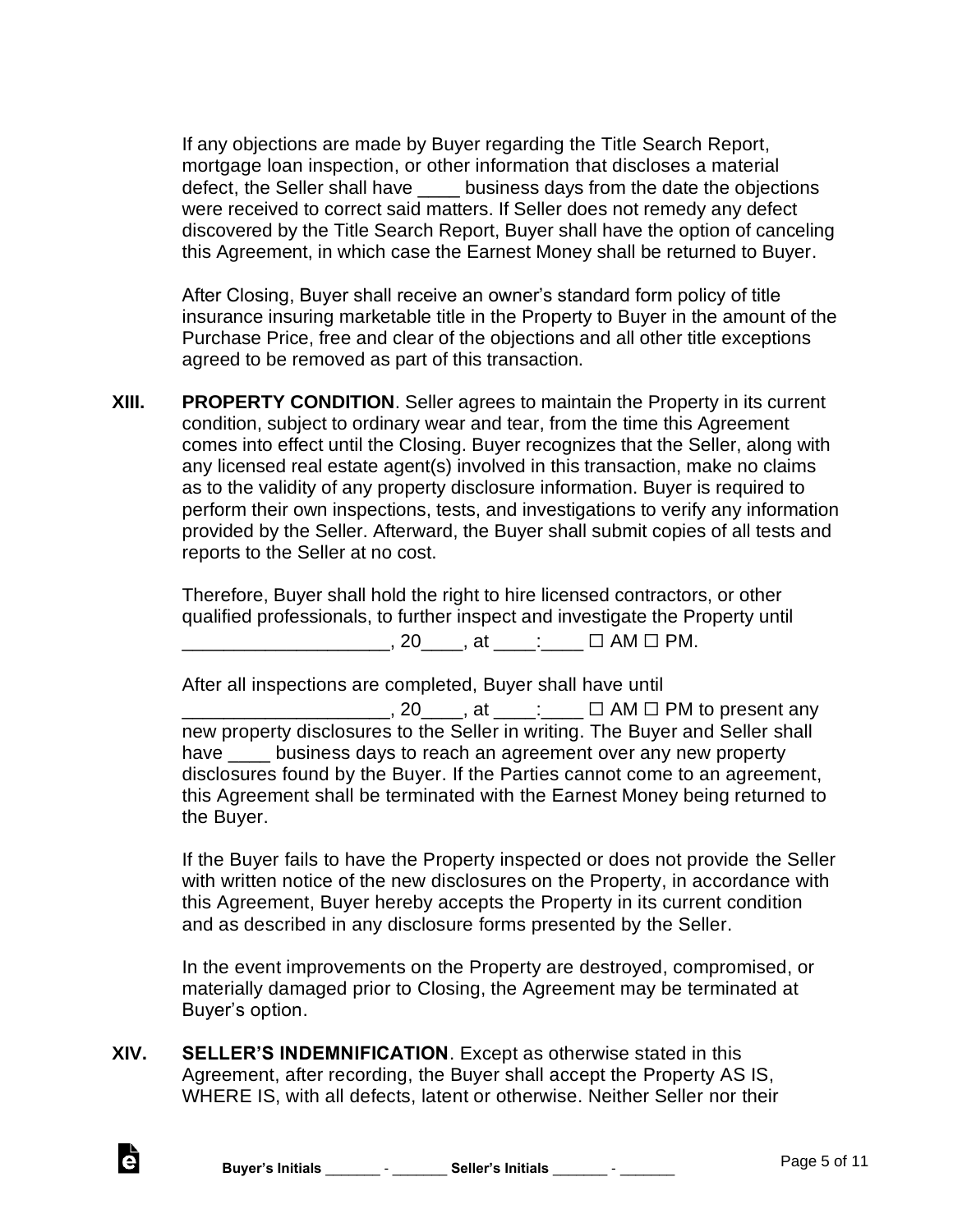If any objections are made by Buyer regarding the Title Search Report, mortgage loan inspection, or other information that discloses a material defect, the Seller shall have ____ business days from the date the objections were received to correct said matters. If Seller does not remedy any defect discovered by the Title Search Report, Buyer shall have the option of canceling this Agreement, in which case the Earnest Money shall be returned to Buyer.

After Closing, Buyer shall receive an owner's standard form policy of title insurance insuring marketable title in the Property to Buyer in the amount of the Purchase Price, free and clear of the objections and all other title exceptions agreed to be removed as part of this transaction.

**XIII. PROPERTY CONDITION**. Seller agrees to maintain the Property in its current condition, subject to ordinary wear and tear, from the time this Agreement comes into effect until the Closing. Buyer recognizes that the Seller, along with any licensed real estate agent(s) involved in this transaction, make no claims as to the validity of any property disclosure information. Buyer is required to perform their own inspections, tests, and investigations to verify any information provided by the Seller. Afterward, the Buyer shall submit copies of all tests and reports to the Seller at no cost.

Therefore, Buyer shall hold the right to hire licensed contractors, or other qualified professionals, to further inspect and investigate the Property until ____________________, 20____, at ____:____ ☐ AM ☐ PM.

After all inspections are completed, Buyer shall have until ____________________, 20____, at ____:____ ☐ AM ☐ PM to present any new property disclosures to the Seller in writing. The Buyer and Seller shall have ____ business days to reach an agreement over any new property disclosures found by the Buyer. If the Parties cannot come to an agreement, this Agreement shall be terminated with the Earnest Money being returned to the Buyer.

If the Buyer fails to have the Property inspected or does not provide the Seller with written notice of the new disclosures on the Property, in accordance with this Agreement, Buyer hereby accepts the Property in its current condition and as described in any disclosure forms presented by the Seller.

In the event improvements on the Property are destroyed, compromised, or materially damaged prior to Closing, the Agreement may be terminated at Buyer's option.

**XIV. SELLER'S INDEMNIFICATION**. Except as otherwise stated in this Agreement, after recording, the Buyer shall accept the Property AS IS, WHERE IS, with all defects, latent or otherwise. Neither Seller nor their

**Buyer's Initials** _______ - _______ **Seller's Initials** _______ - _______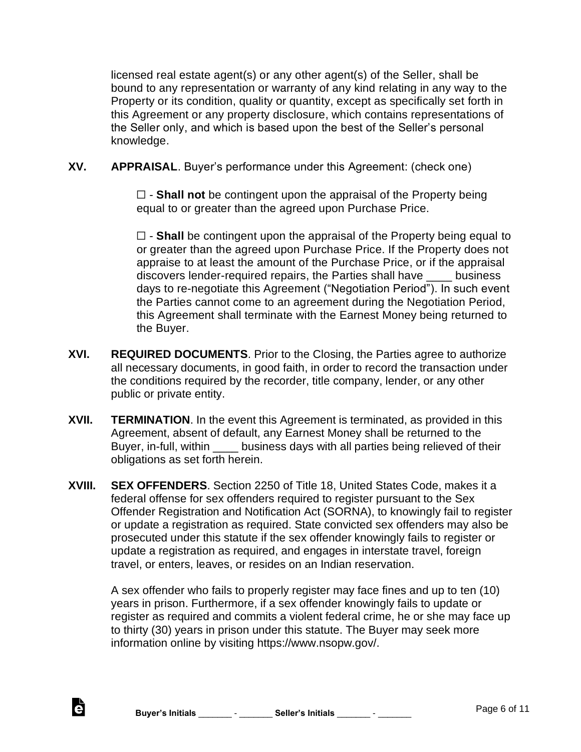licensed real estate agent(s) or any other agent(s) of the Seller, shall be bound to any representation or warranty of any kind relating in any way to the Property or its condition, quality or quantity, except as specifically set forth in this Agreement or any property disclosure, which contains representations of the Seller only, and which is based upon the best of the Seller's personal knowledge.

**XV. APPRAISAL**. Buyer's performance under this Agreement: (check one)

☐ - **Shall not** be contingent upon the appraisal of the Property being equal to or greater than the agreed upon Purchase Price.

☐ - **Shall** be contingent upon the appraisal of the Property being equal to or greater than the agreed upon Purchase Price. If the Property does not appraise to at least the amount of the Purchase Price, or if the appraisal discovers lender-required repairs, the Parties shall have ____ business days to re-negotiate this Agreement ("Negotiation Period"). In such event the Parties cannot come to an agreement during the Negotiation Period, this Agreement shall terminate with the Earnest Money being returned to the Buyer.

**XVI. REQUIRED DOCUMENTS**. Prior to the Closing, the Parties agree to authorize all necessary documents, in good faith, in order to record the transaction under the conditions required by the recorder, title company, lender, or any other public or private entity.

**XVII. TERMINATION**. In the event this Agreement is terminated, as provided in this Agreement, absent of default, any Earnest Money shall be returned to the Buyer, in-full, within ____ business days with all parties being relieved of their obligations as set forth herein.

**XVIII. SEX OFFENDERS**. Section 2250 of Title 18, United States Code, makes it a federal offense for sex offenders required to register pursuant to the Sex Offender Registration and Notification Act (SORNA), to knowingly fail to register or update a registration as required. State convicted sex offenders may also be prosecuted under this statute if the sex offender knowingly fails to register or update a registration as required, and engages in interstate travel, foreign travel, or enters, leaves, or resides on an Indian reservation.

A sex offender who fails to properly register may face fines and up to ten (10) years in prison. Furthermore, if a sex offender knowingly fails to update or register as required and commits a violent federal crime, he or she may face up to thirty (30) years in prison under this statute. The Buyer may seek more information online by visiting https://www.nsopw.gov/.

**Buyer's Initials** _______ - _______ **Seller's Initials** _______ - _______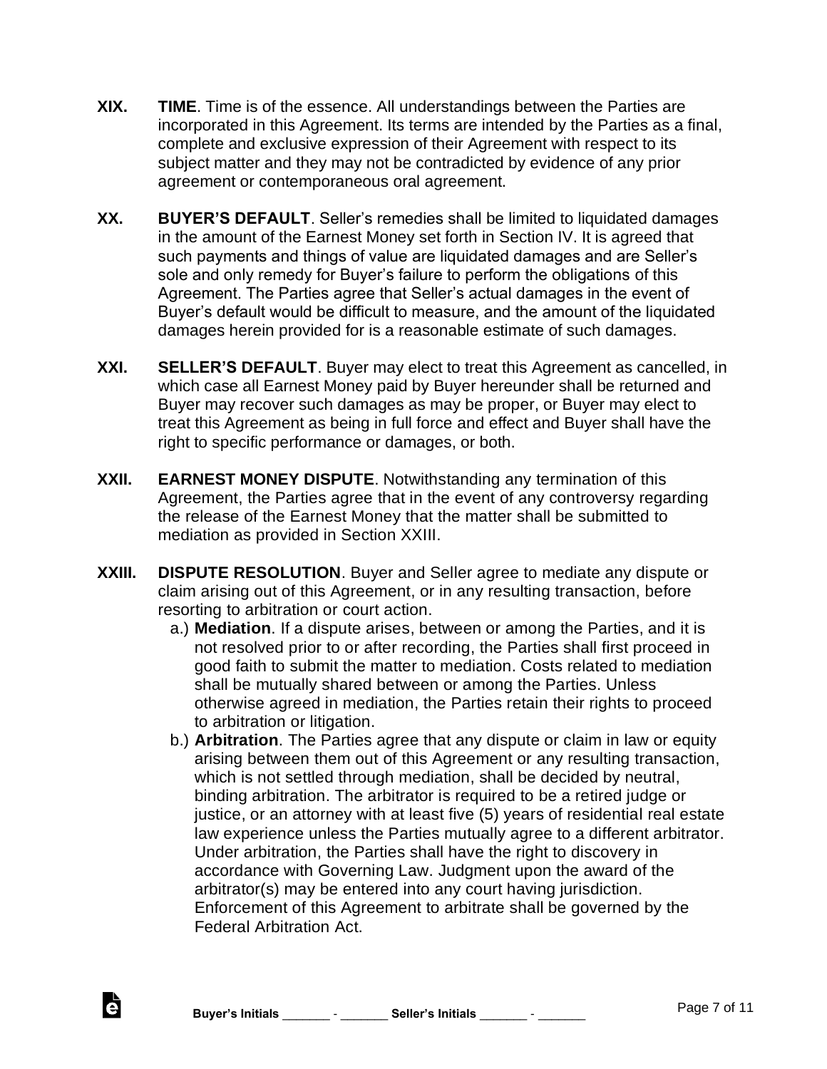**XIX. TIME**. Time is of the essence. All understandings between the Parties are incorporated in this Agreement. Its terms are intended by the Parties as a final, complete and exclusive expression of their Agreement with respect to its subject matter and they may not be contradicted by evidence of any prior agreement or contemporaneous oral agreement.

**XX. BUYER'S DEFAULT**. Seller's remedies shall be limited to liquidated damages in the amount of the Earnest Money set forth in Section IV. It is agreed that such payments and things of value are liquidated damages and are Seller's sole and only remedy for Buyer's failure to perform the obligations of this Agreement. The Parties agree that Seller's actual damages in the event of Buyer's default would be difficult to measure, and the amount of the liquidated damages herein provided for is a reasonable estimate of such damages.

**XXI. SELLER'S DEFAULT**. Buyer may elect to treat this Agreement as cancelled, in which case all Earnest Money paid by Buyer hereunder shall be returned and Buyer may recover such damages as may be proper, or Buyer may elect to treat this Agreement as being in full force and effect and Buyer shall have the right to specific performance or damages, or both.

**XXII. EARNEST MONEY DISPUTE**. Notwithstanding any termination of this Agreement, the Parties agree that in the event of any controversy regarding the release of the Earnest Money that the matter shall be submitted to mediation as provided in Section XXIII.

**XXIII. DISPUTE RESOLUTION**. Buyer and Seller agree to mediate any dispute or claim arising out of this Agreement, or in any resulting transaction, before resorting to arbitration or court action.

a.) **Mediation**. If a dispute arises, between or among the Parties, and it is not resolved prior to or after recording, the Parties shall first proceed in good faith to submit the matter to mediation. Costs related to mediation shall be mutually shared between or among the Parties. Unless otherwise agreed in mediation, the Parties retain their rights to proceed to arbitration or litigation.

b.) **Arbitration**. The Parties agree that any dispute or claim in law or equity arising between them out of this Agreement or any resulting transaction, which is not settled through mediation, shall be decided by neutral, binding arbitration. The arbitrator is required to be a retired judge or justice, or an attorney with at least five (5) years of residential real estate law experience unless the Parties mutually agree to a different arbitrator. Under arbitration, the Parties shall have the right to discovery in accordance with Governing Law. Judgment upon the award of the arbitrator(s) may be entered into any court having jurisdiction. Enforcement of this Agreement to arbitrate shall be governed by the Federal Arbitration Act.

Buyer's Initials _______ - _______ Seller's Initials _______ - _______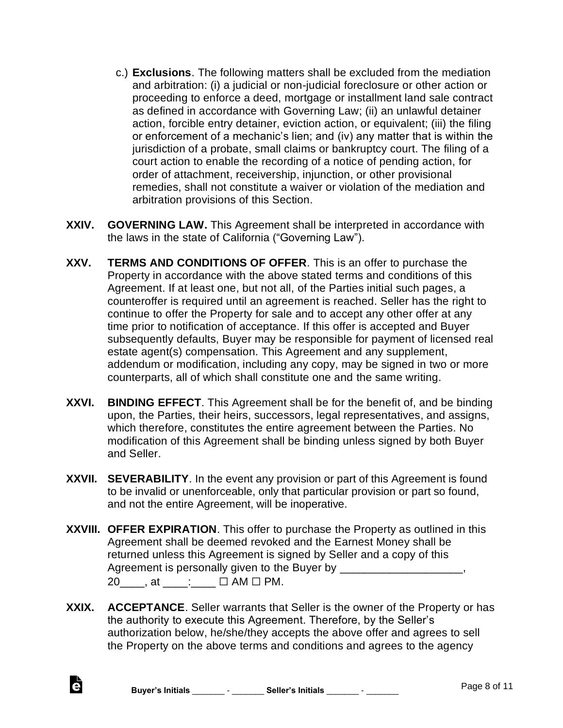c.) **Exclusions**. The following matters shall be excluded from the mediation and arbitration: (i) a judicial or non-judicial foreclosure or other action or proceeding to enforce a deed, mortgage or installment land sale contract as defined in accordance with Governing Law; (ii) an unlawful detainer action, forcible entry detainer, eviction action, or equivalent; (iii) the filing or enforcement of a mechanic's lien; and (iv) any matter that is within the jurisdiction of a probate, small claims or bankruptcy court. The filing of a court action to enable the recording of a notice of pending action, for order of attachment, receivership, injunction, or other provisional remedies, shall not constitute a waiver or violation of the mediation and arbitration provisions of this Section.

**XXIV. GOVERNING LAW.** This Agreement shall be interpreted in accordance with the laws in the state of California ("Governing Law").

**XXV. TERMS AND CONDITIONS OF OFFER**. This is an offer to purchase the Property in accordance with the above stated terms and conditions of this Agreement. If at least one, but not all, of the Parties initial such pages, a counteroffer is required until an agreement is reached. Seller has the right to continue to offer the Property for sale and to accept any other offer at any time prior to notification of acceptance. If this offer is accepted and Buyer subsequently defaults, Buyer may be responsible for payment of licensed real estate agent(s) compensation. This Agreement and any supplement, addendum or modification, including any copy, may be signed in two or more counterparts, all of which shall constitute one and the same writing.

**XXVI. BINDING EFFECT**. This Agreement shall be for the benefit of, and be binding upon, the Parties, their heirs, successors, legal representatives, and assigns, which therefore, constitutes the entire agreement between the Parties. No modification of this Agreement shall be binding unless signed by both Buyer and Seller.

**XXVII. SEVERABILITY**. In the event any provision or part of this Agreement is found to be invalid or unenforceable, only that particular provision or part so found, and not the entire Agreement, will be inoperative.

**XXVIII. OFFER EXPIRATION**. This offer to purchase the Property as outlined in this Agreement shall be deemed revoked and the Earnest Money shall be returned unless this Agreement is signed by Seller and a copy of this Agreement is personally given to the Buyer by ____________________, 20____, at ____:____ ☐ AM ☐ PM.

**XXIX. ACCEPTANCE**. Seller warrants that Seller is the owner of the Property or has the authority to execute this Agreement. Therefore, by the Seller's authorization below, he/she/they accepts the above offer and agrees to sell the Property on the above terms and conditions and agrees to the agency

**Buyer's Initials** _______ - _______ **Seller's Initials** _______ - _______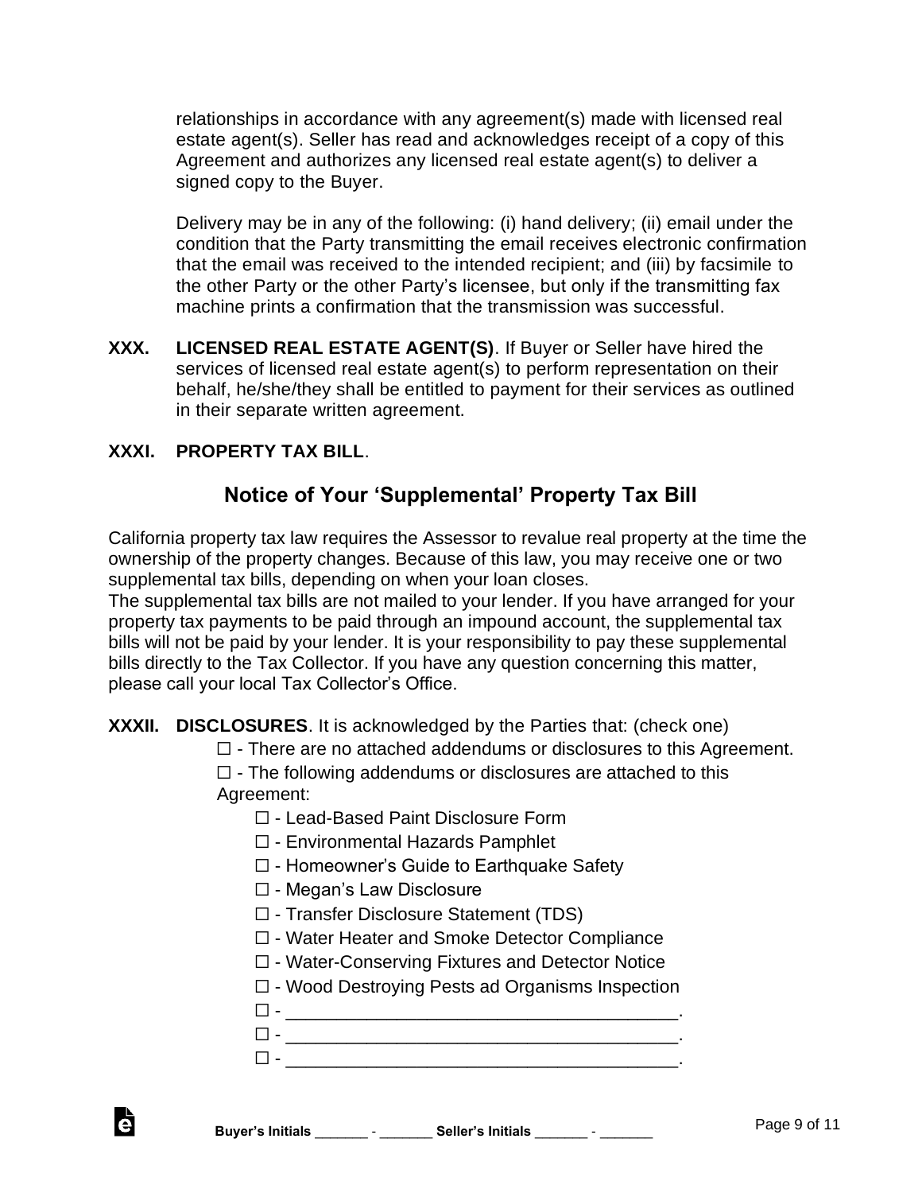relationships in accordance with any agreement(s) made with licensed real estate agent(s). Seller has read and acknowledges receipt of a copy of this Agreement and authorizes any licensed real estate agent(s) to deliver a signed copy to the Buyer.

Delivery may be in any of the following: (i) hand delivery; (ii) email under the condition that the Party transmitting the email receives electronic confirmation that the email was received to the intended recipient; and (iii) by facsimile to the other Party or the other Party's licensee, but only if the transmitting fax machine prints a confirmation that the transmission was successful.

**XXX. LICENSED REAL ESTATE AGENT(S)**. If Buyer or Seller have hired the services of licensed real estate agent(s) to perform representation on their behalf, he/she/they shall be entitled to payment for their services as outlined in their separate written agreement.

**XXXI. PROPERTY TAX BILL**.

## Notice of Your 'Supplemental' Property Tax Bill

California property tax law requires the Assessor to revalue real property at the time the ownership of the property changes. Because of this law, you may receive one or two supplemental tax bills, depending on when your loan closes.
The supplemental tax bills are not mailed to your lender. If you have arranged for your property tax payments to be paid through an impound account, the supplemental tax bills will not be paid by your lender. It is your responsibility to pay these supplemental bills directly to the Tax Collector. If you have any question concerning this matter, please call your local Tax Collector's Office.

**XXXII. DISCLOSURES**. It is acknowledged by the Parties that: (check one)

☐ - There are no attached addendums or disclosures to this Agreement.
☐ - The following addendums or disclosures are attached to this Agreement:

- ☐ - Lead-Based Paint Disclosure Form
- ☐ - Environmental Hazards Pamphlet
- ☐ - Homeowner's Guide to Earthquake Safety
- ☐ - Megan's Law Disclosure
- ☐ - Transfer Disclosure Statement (TDS)
- ☐ - Water Heater and Smoke Detector Compliance
- ☐ - Water-Conserving Fixtures and Detector Notice
- ☐ - Wood Destroying Pests ad Organisms Inspection
- ☐ - ________________________________________.
- ☐ - ________________________________________.
- ☐ - ________________________________________.

**Buyer's Initials** _______ - _______ **Seller's Initials** _______ - _______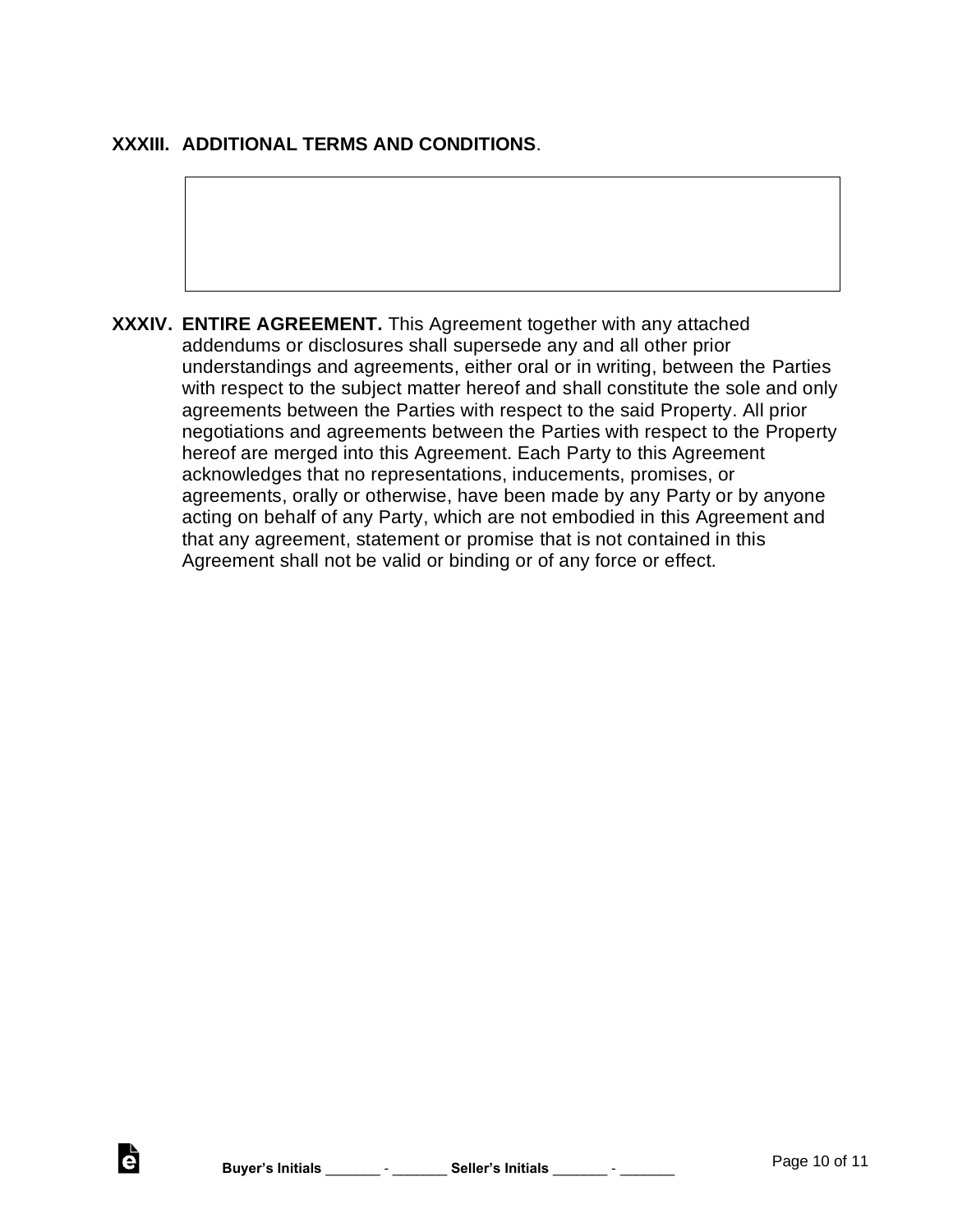**XXXIII. ADDITIONAL TERMS AND CONDITIONS**.

**XXXIV. ENTIRE AGREEMENT.** This Agreement together with any attached addendums or disclosures shall supersede any and all other prior understandings and agreements, either oral or in writing, between the Parties with respect to the subject matter hereof and shall constitute the sole and only agreements between the Parties with respect to the said Property. All prior negotiations and agreements between the Parties with respect to the Property hereof are merged into this Agreement. Each Party to this Agreement acknowledges that no representations, inducements, promises, or agreements, orally or otherwise, have been made by any Party or by anyone acting on behalf of any Party, which are not embodied in this Agreement and that any agreement, statement or promise that is not contained in this Agreement shall not be valid or binding or of any force or effect.

**Buyer's Initials** _______ - _______ **Seller's Initials** _______ - _______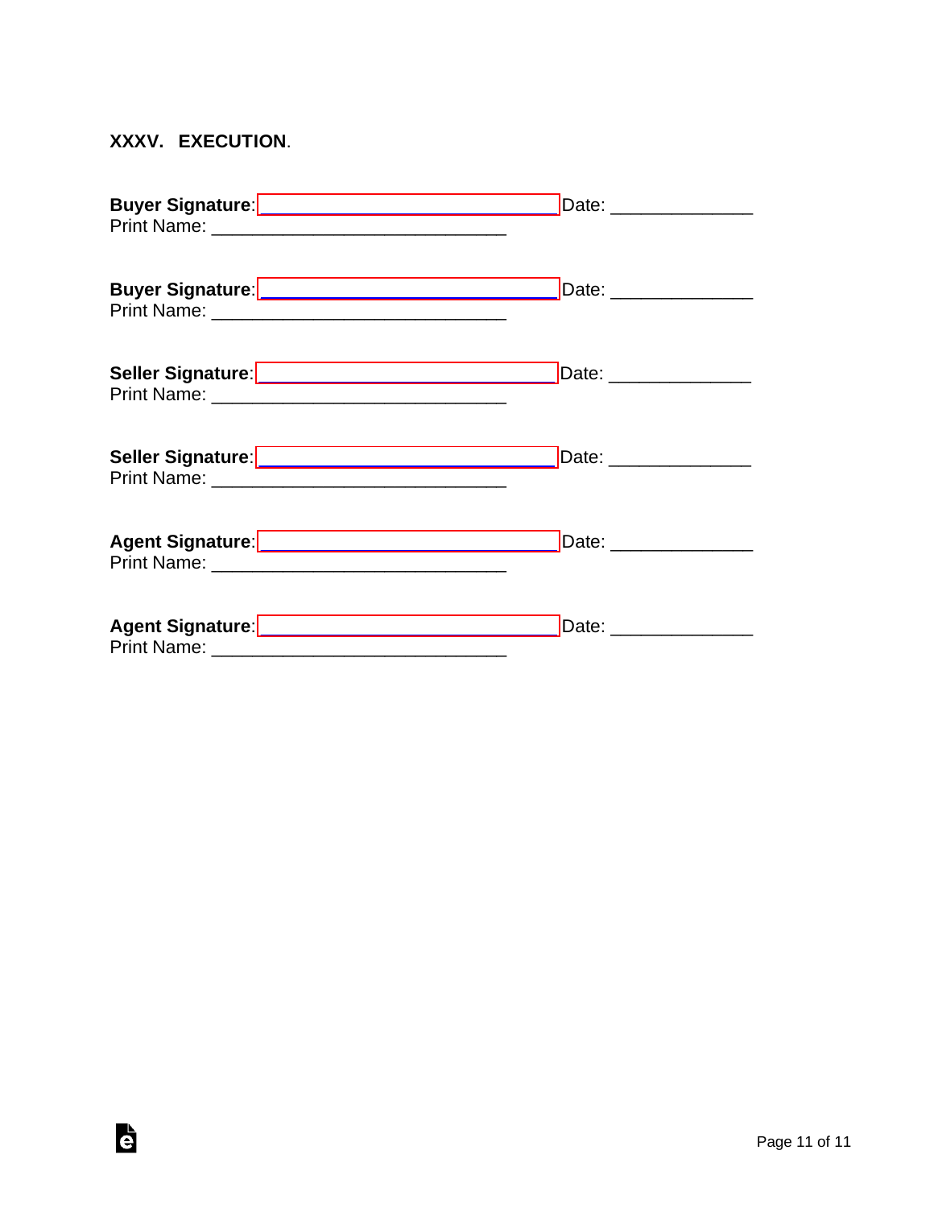**XXXV. EXECUTION**.

**Buyer Signature**: ______________________________ Date: ______________
Print Name: ______________________________

**Buyer Signature**: ______________________________ Date: ______________
Print Name: ______________________________

**Seller Signature**: ______________________________ Date: ______________
Print Name: ______________________________

**Seller Signature**: ______________________________ Date: ______________
Print Name: ______________________________

**Agent Signature**: ______________________________ Date: ______________
Print Name: ______________________________

**Agent Signature**: ______________________________ Date: ______________
Print Name: ______________________________